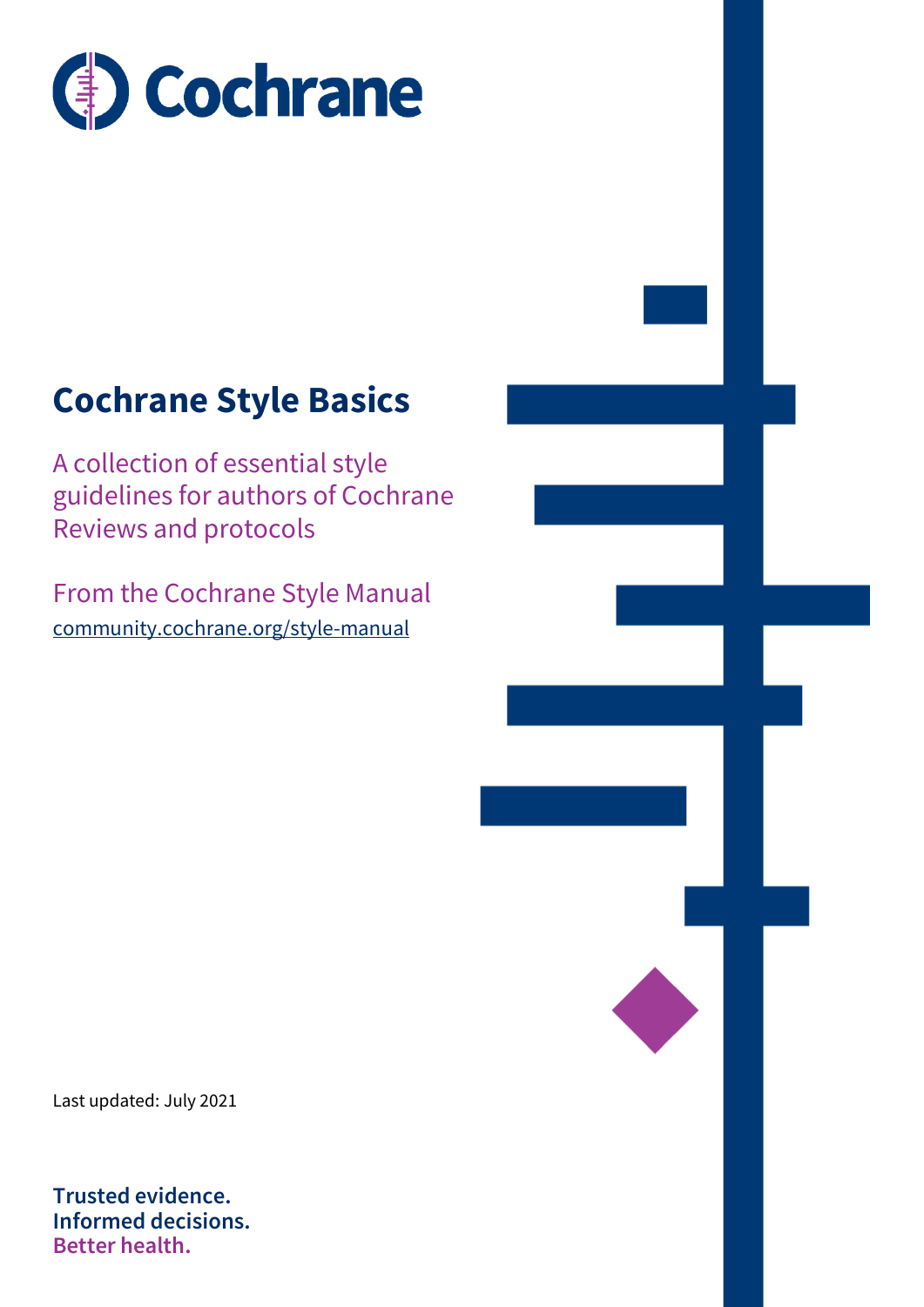Cochrane

# Cochrane Style Basics

A collection of essential style guidelines for authors of Cochrane Reviews and protocols

From the Cochrane Style Manual

community.cochrane.org/style-manual

Last updated: July 2021

**Trusted evidence.**
**Informed decisions.**
**Better health.**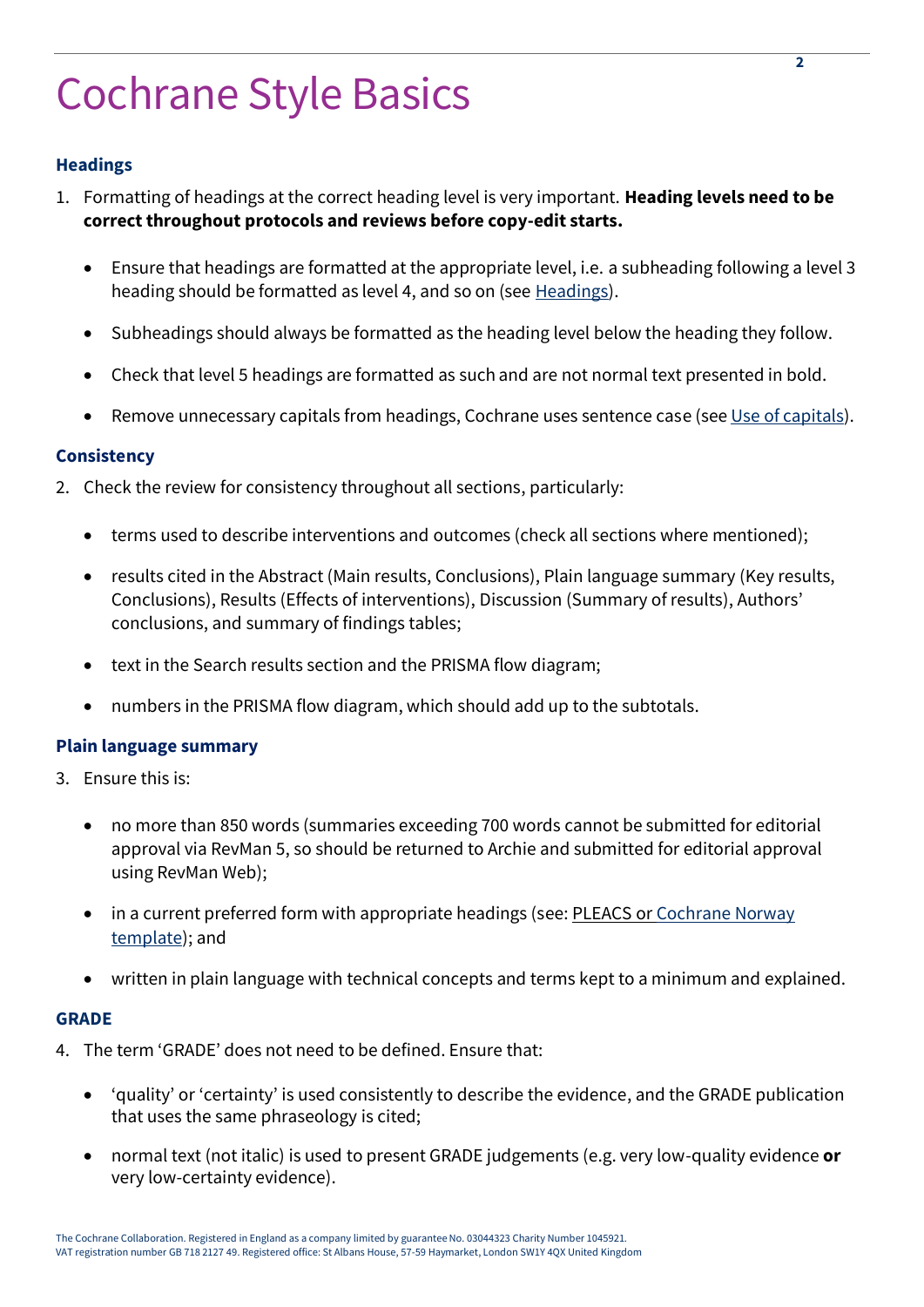# Cochrane Style Basics

### Headings

1. Formatting of headings at the correct heading level is very important. **Heading levels need to be correct throughout protocols and reviews before copy-edit starts.**

    - Ensure that headings are formatted at the appropriate level, i.e. a subheading following a level 3 heading should be formatted as level 4, and so on (see Headings).

    - Subheadings should always be formatted as the heading level below the heading they follow.

    - Check that level 5 headings are formatted as such and are not normal text presented in bold.

    - Remove unnecessary capitals from headings, Cochrane uses sentence case (see Use of capitals).

### Consistency

2. Check the review for consistency throughout all sections, particularly:

    - terms used to describe interventions and outcomes (check all sections where mentioned);

    - results cited in the Abstract (Main results, Conclusions), Plain language summary (Key results, Conclusions), Results (Effects of interventions), Discussion (Summary of results), Authors' conclusions, and summary of findings tables;

    - text in the Search results section and the PRISMA flow diagram;

    - numbers in the PRISMA flow diagram, which should add up to the subtotals.

### Plain language summary

3. Ensure this is:

    - no more than 850 words (summaries exceeding 700 words cannot be submitted for editorial approval via RevMan 5, so should be returned to Archie and submitted for editorial approval using RevMan Web);

    - in a current preferred form with appropriate headings (see: PLEACS or Cochrane Norway template); and

    - written in plain language with technical concepts and terms kept to a minimum and explained.

### GRADE

4. The term 'GRADE' does not need to be defined. Ensure that:

    - 'quality' or 'certainty' is used consistently to describe the evidence, and the GRADE publication that uses the same phraseology is cited;

    - normal text (not italic) is used to present GRADE judgements (e.g. very low-quality evidence **or** very low-certainty evidence).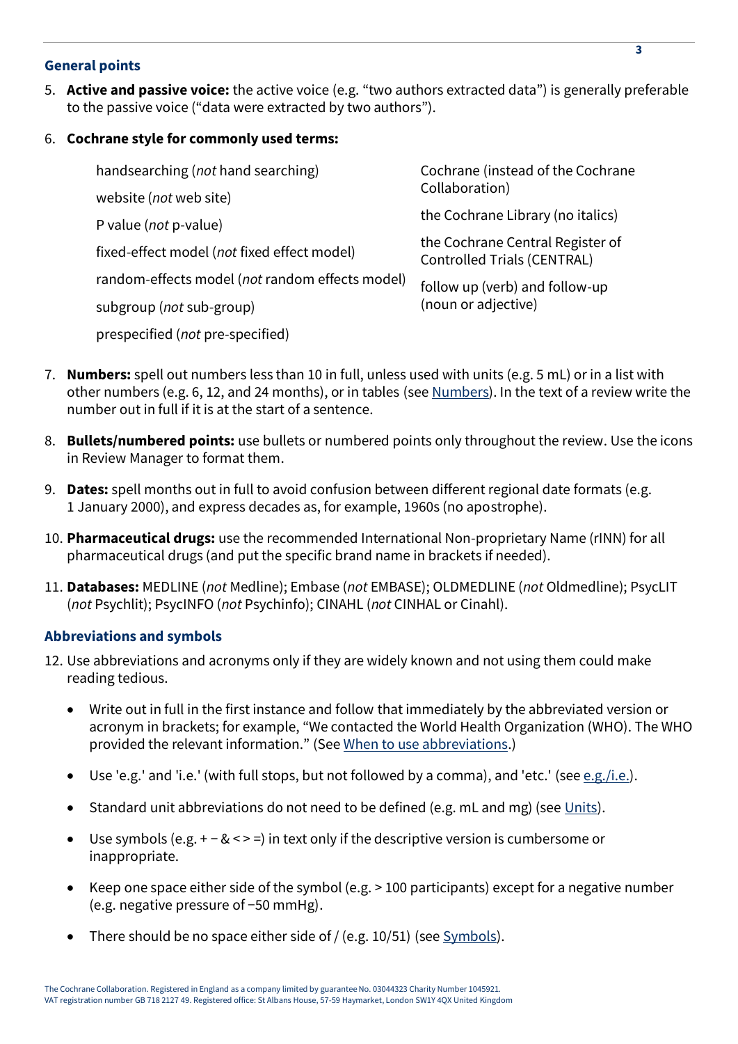## General points

5. **Active and passive voice:** the active voice (e.g. “two authors extracted data”) is generally preferable to the passive voice (“data were extracted by two authors”).

6. **Cochrane style for commonly used terms:**

   - handsearching (*not* hand searching)
   - website (*not* web site)
   - P value (*not* p-value)
   - fixed-effect model (*not* fixed effect model)
   - random-effects model (*not* random effects model)
   - subgroup (*not* sub-group)
   - prespecified (*not* pre-specified)
   - Cochrane (instead of the Cochrane Collaboration)
   - the Cochrane Library (no italics)
   - the Cochrane Central Register of Controlled Trials (CENTRAL)
   - follow up (verb) and follow-up (noun or adjective)

7. **Numbers:** spell out numbers less than 10 in full, unless used with units (e.g. 5 mL) or in a list with other numbers (e.g. 6, 12, and 24 months), or in tables (see Numbers). In the text of a review write the number out in full if it is at the start of a sentence.

8. **Bullets/numbered points:** use bullets or numbered points only throughout the review. Use the icons in Review Manager to format them.

9. **Dates:** spell months out in full to avoid confusion between different regional date formats (e.g. 1 January 2000), and express decades as, for example, 1960s (no apostrophe).

10. **Pharmaceutical drugs:** use the recommended International Non-proprietary Name (rINN) for all pharmaceutical drugs (and put the specific brand name in brackets if needed).

11. **Databases:** MEDLINE (*not* Medline); Embase (*not* EMBASE); OLDMEDLINE (*not* Oldmedline); PsycLIT (*not* Psychlit); PsycINFO (*not* Psychinfo); CINAHL (*not* CINHAL or Cinahl).

## Abbreviations and symbols

12. Use abbreviations and acronyms only if they are widely known and not using them could make reading tedious.

    - Write out in full in the first instance and follow that immediately by the abbreviated version or acronym in brackets; for example, “We contacted the World Health Organization (WHO). The WHO provided the relevant information.” (See When to use abbreviations.)
    - Use 'e.g.' and 'i.e.' (with full stops, but not followed by a comma), and 'etc.' (see e.g./i.e.).
    - Standard unit abbreviations do not need to be defined (e.g. mL and mg) (see Units).
    - Use symbols (e.g. + − & < > =) in text only if the descriptive version is cumbersome or inappropriate.
    - Keep one space either side of the symbol (e.g. > 100 participants) except for a negative number (e.g. negative pressure of −50 mmHg).
    - There should be no space either side of / (e.g. 10/51) (see Symbols).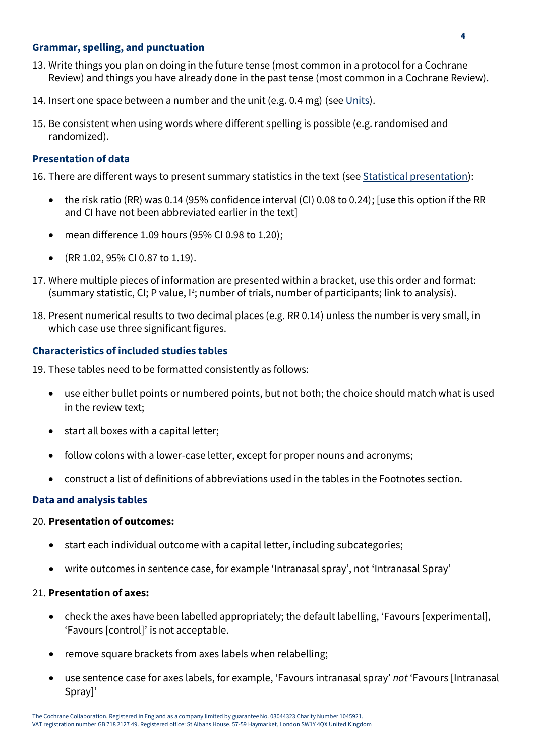### Grammar, spelling, and punctuation

13. Write things you plan on doing in the future tense (most common in a protocol for a Cochrane Review) and things you have already done in the past tense (most common in a Cochrane Review).

14. Insert one space between a number and the unit (e.g. 0.4 mg) (see Units).

15. Be consistent when using words where different spelling is possible (e.g. randomised and randomized).

### Presentation of data

16. There are different ways to present summary statistics in the text (see Statistical presentation):
    - the risk ratio (RR) was 0.14 (95% confidence interval (CI) 0.08 to 0.24); [use this option if the RR and CI have not been abbreviated earlier in the text]
    - mean difference 1.09 hours (95% CI 0.98 to 1.20);
    - (RR 1.02, 95% CI 0.87 to 1.19).

17. Where multiple pieces of information are presented within a bracket, use this order and format: (summary statistic, CI; P value, $I^2$; number of trials, number of participants; link to analysis).

18. Present numerical results to two decimal places (e.g. RR 0.14) unless the number is very small, in which case use three significant figures.

### Characteristics of included studies tables

19. These tables need to be formatted consistently as follows:
    - use either bullet points or numbered points, but not both; the choice should match what is used in the review text;
    - start all boxes with a capital letter;
    - follow colons with a lower-case letter, except for proper nouns and acronyms;
    - construct a list of definitions of abbreviations used in the tables in the Footnotes section.

### Data and analysis tables

20. **Presentation of outcomes:**
    - start each individual outcome with a capital letter, including subcategories;
    - write outcomes in sentence case, for example 'Intranasal spray', not 'Intranasal Spray'

21. **Presentation of axes:**
    - check the axes have been labelled appropriately; the default labelling, 'Favours [experimental], 'Favours [control]' is not acceptable.
    - remove square brackets from axes labels when relabelling;
    - use sentence case for axes labels, for example, 'Favours intranasal spray' *not* 'Favours [Intranasal Spray]'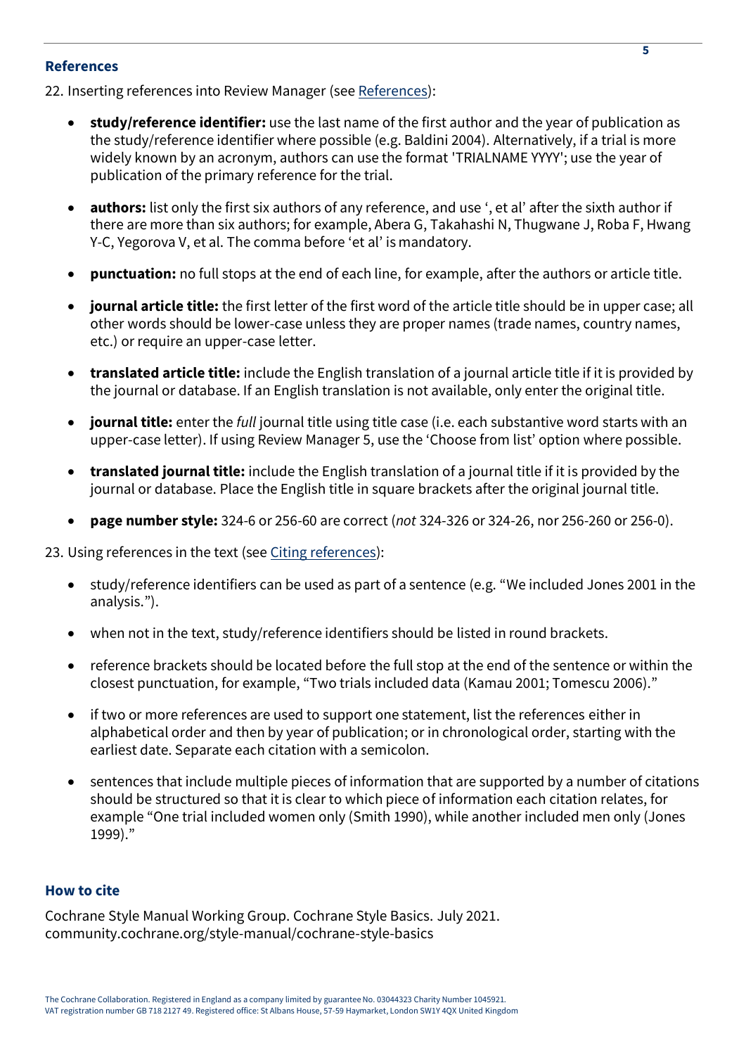## References

22. Inserting references into Review Manager (see References):

- **study/reference identifier:** use the last name of the first author and the year of publication as the study/reference identifier where possible (e.g. Baldini 2004). Alternatively, if a trial is more widely known by an acronym, authors can use the format 'TRIALNAME YYYY'; use the year of publication of the primary reference for the trial.
- **authors:** list only the first six authors of any reference, and use ', et al' after the sixth author if there are more than six authors; for example, Abera G, Takahashi N, Thugwane J, Roba F, Hwang Y-C, Yegorova V, et al. The comma before 'et al' is mandatory.
- **punctuation:** no full stops at the end of each line, for example, after the authors or article title.
- **journal article title:** the first letter of the first word of the article title should be in upper case; all other words should be lower-case unless they are proper names (trade names, country names, etc.) or require an upper-case letter.
- **translated article title:** include the English translation of a journal article title if it is provided by the journal or database. If an English translation is not available, only enter the original title.
- **journal title:** enter the *full* journal title using title case (i.e. each substantive word starts with an upper-case letter). If using Review Manager 5, use the 'Choose from list' option where possible.
- **translated journal title:** include the English translation of a journal title if it is provided by the journal or database. Place the English title in square brackets after the original journal title.
- **page number style:** 324-6 or 256-60 are correct (*not* 324-326 or 324-26, nor 256-260 or 256-0).

23. Using references in the text (see Citing references):

- study/reference identifiers can be used as part of a sentence (e.g. "We included Jones 2001 in the analysis.").
- when not in the text, study/reference identifiers should be listed in round brackets.
- reference brackets should be located before the full stop at the end of the sentence or within the closest punctuation, for example, "Two trials included data (Kamau 2001; Tomescu 2006)."
- if two or more references are used to support one statement, list the references either in alphabetical order and then by year of publication; or in chronological order, starting with the earliest date. Separate each citation with a semicolon.
- sentences that include multiple pieces of information that are supported by a number of citations should be structured so that it is clear to which piece of information each citation relates, for example "One trial included women only (Smith 1990), while another included men only (Jones 1999)."

## How to cite

Cochrane Style Manual Working Group. Cochrane Style Basics. July 2021. community.cochrane.org/style-manual/cochrane-style-basics

The Cochrane Collaboration. Registered in England as a company limited by guarantee No. 03044323 Charity Number 1045921. VAT registration number GB 718 2127 49. Registered office: St Albans House, 57-59 Haymarket, London SW1Y 4QX United Kingdom